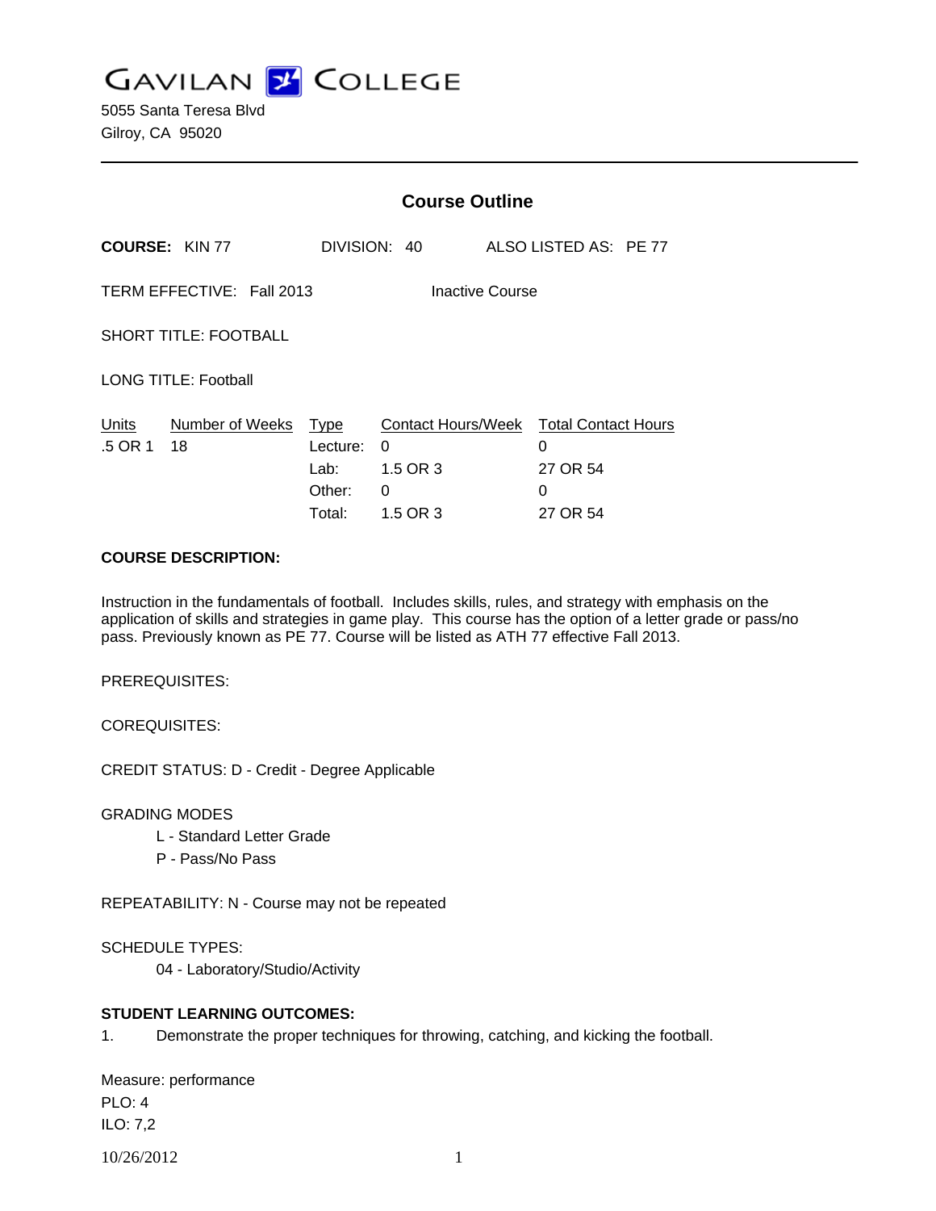GAVILAN COLLEGE
5055 Santa Teresa Blvd
Gilroy, CA 95020

## Course Outline

**COURSE:** KIN 77 DIVISION: 40 ALSO LISTED AS: PE 77

TERM EFFECTIVE: Fall 2013 Inactive Course

SHORT TITLE: FOOTBALL

LONG TITLE: Football

| Units | Number of Weeks | Type | Contact Hours/Week | Total Contact Hours |
|---|---|---|---|---|
| .5 OR 1 | 18 | Lecture: | 0 | 0 |
| | | Lab: | 1.5 OR 3 | 27 OR 54 |
| | | Other: | 0 | 0 |
| | | Total: | 1.5 OR 3 | 27 OR 54 |

**COURSE DESCRIPTION:**

Instruction in the fundamentals of football. Includes skills, rules, and strategy with emphasis on the application of skills and strategies in game play. This course has the option of a letter grade or pass/no pass. Previously known as PE 77. Course will be listed as ATH 77 effective Fall 2013.

PREREQUISITES:

COREQUISITES:

CREDIT STATUS: D - Credit - Degree Applicable

GRADING MODES
- L - Standard Letter Grade
- P - Pass/No Pass

REPEATABILITY: N - Course may not be repeated

SCHEDULE TYPES:
- 04 - Laboratory/Studio/Activity

**STUDENT LEARNING OUTCOMES:**

1. Demonstrate the proper techniques for throwing, catching, and kicking the football.

Measure: performance
PLO: 4
ILO: 7,2

10/26/2012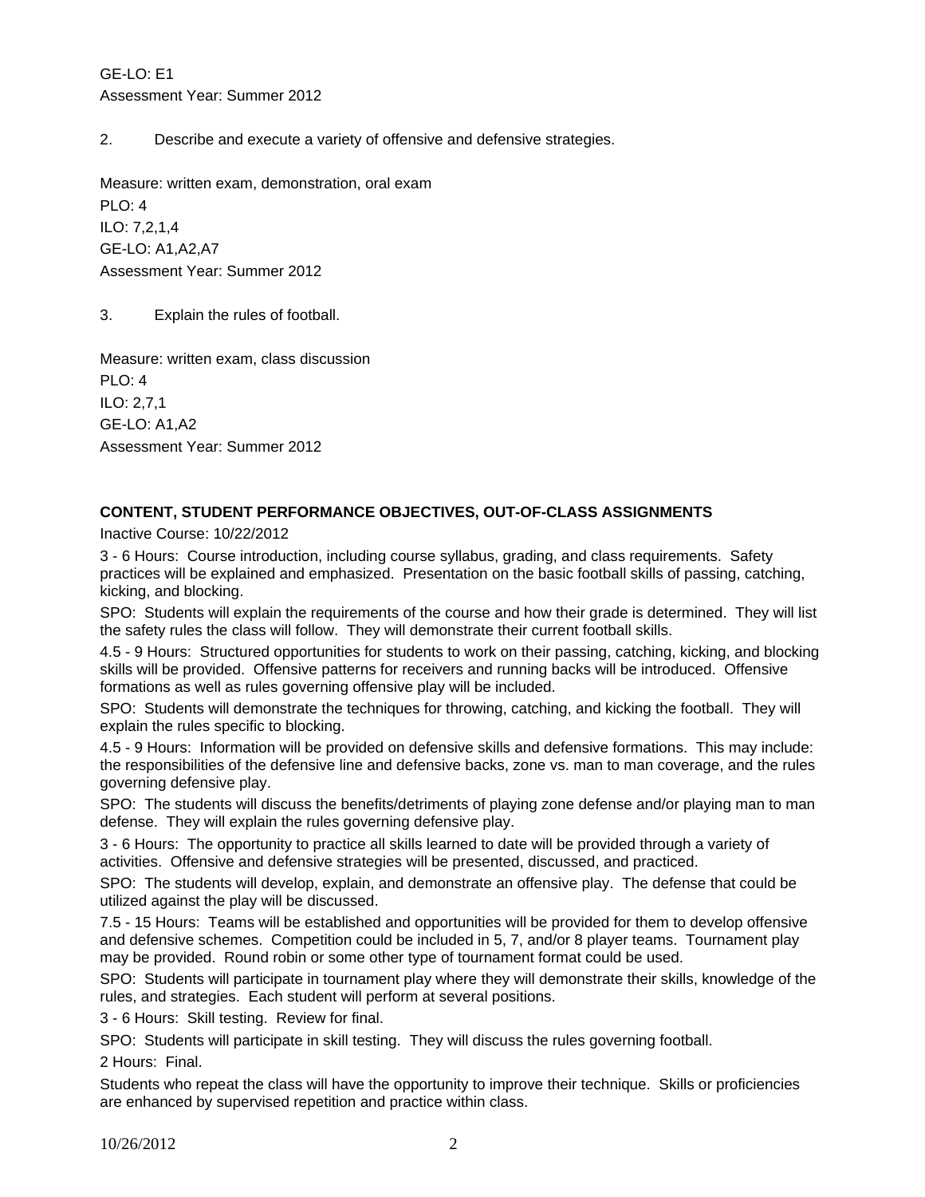GE-LO: E1
Assessment Year: Summer 2012

2. Describe and execute a variety of offensive and defensive strategies.

Measure: written exam, demonstration, oral exam
PLO: 4
ILO: 7,2,1,4
GE-LO: A1,A2,A7
Assessment Year: Summer 2012

3. Explain the rules of football.

Measure: written exam, class discussion
PLO: 4
ILO: 2,7,1
GE-LO: A1,A2
Assessment Year: Summer 2012

**CONTENT, STUDENT PERFORMANCE OBJECTIVES, OUT-OF-CLASS ASSIGNMENTS**

Inactive Course: 10/22/2012

3 - 6 Hours: Course introduction, including course syllabus, grading, and class requirements. Safety practices will be explained and emphasized. Presentation on the basic football skills of passing, catching, kicking, and blocking.

SPO: Students will explain the requirements of the course and how their grade is determined. They will list the safety rules the class will follow. They will demonstrate their current football skills.

4.5 - 9 Hours: Structured opportunities for students to work on their passing, catching, kicking, and blocking skills will be provided. Offensive patterns for receivers and running backs will be introduced. Offensive formations as well as rules governing offensive play will be included.

SPO: Students will demonstrate the techniques for throwing, catching, and kicking the football. They will explain the rules specific to blocking.

4.5 - 9 Hours: Information will be provided on defensive skills and defensive formations. This may include: the responsibilities of the defensive line and defensive backs, zone vs. man to man coverage, and the rules governing defensive play.

SPO: The students will discuss the benefits/detriments of playing zone defense and/or playing man to man defense. They will explain the rules governing defensive play.

3 - 6 Hours: The opportunity to practice all skills learned to date will be provided through a variety of activities. Offensive and defensive strategies will be presented, discussed, and practiced.

SPO: The students will develop, explain, and demonstrate an offensive play. The defense that could be utilized against the play will be discussed.

7.5 - 15 Hours: Teams will be established and opportunities will be provided for them to develop offensive and defensive schemes. Competition could be included in 5, 7, and/or 8 player teams. Tournament play may be provided. Round robin or some other type of tournament format could be used.

SPO: Students will participate in tournament play where they will demonstrate their skills, knowledge of the rules, and strategies. Each student will perform at several positions.

3 - 6 Hours: Skill testing. Review for final.

SPO: Students will participate in skill testing. They will discuss the rules governing football.

2 Hours: Final.

Students who repeat the class will have the opportunity to improve their technique. Skills or proficiencies are enhanced by supervised repetition and practice within class.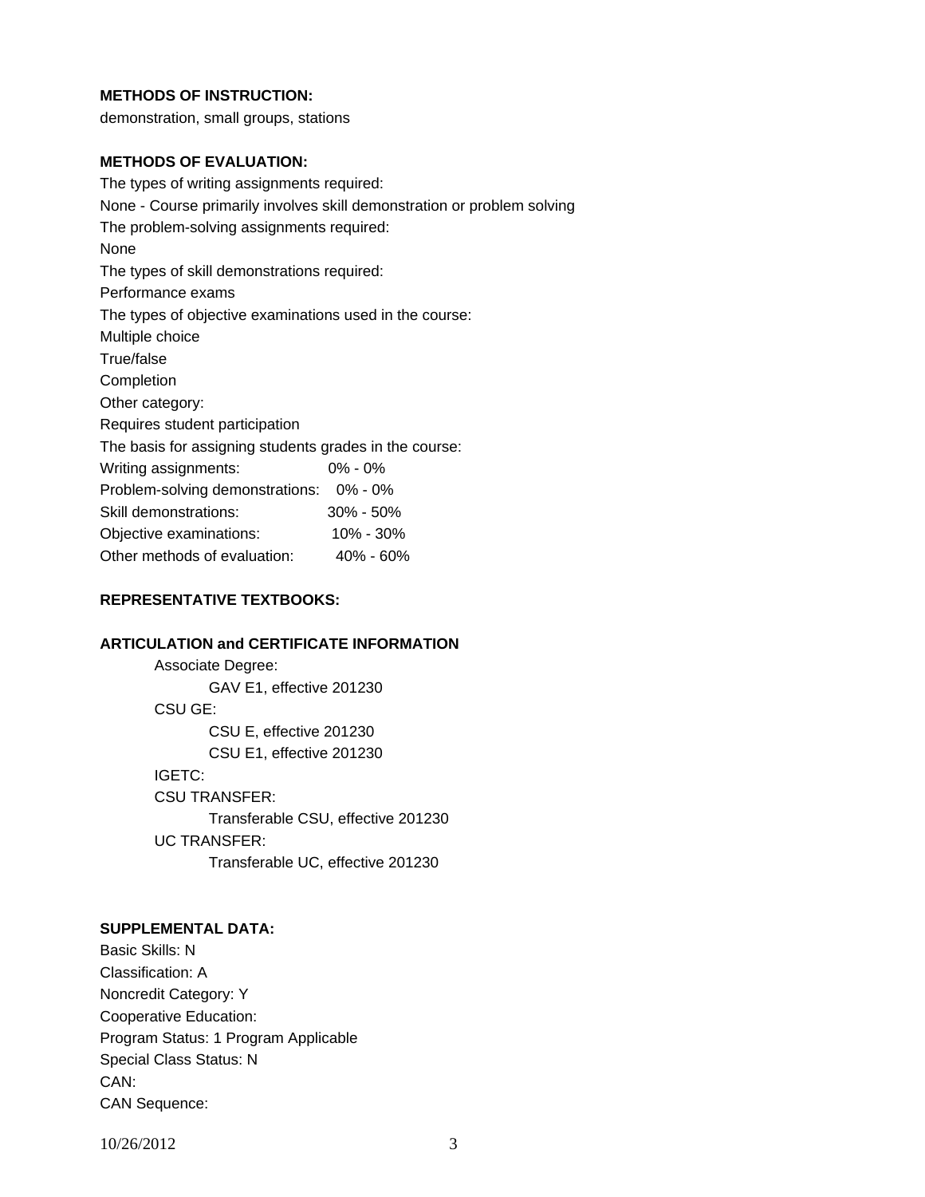**METHODS OF INSTRUCTION:**

demonstration, small groups, stations

**METHODS OF EVALUATION:**

The types of writing assignments required:

None - Course primarily involves skill demonstration or problem solving

The problem-solving assignments required:

None

The types of skill demonstrations required:

Performance exams

The types of objective examinations used in the course:

Multiple choice

True/false

Completion

Other category:

Requires student participation

The basis for assigning students grades in the course:

| | |
|---|---|
| Writing assignments: | 0% - 0% |
| Problem-solving demonstrations: | 0% - 0% |
| Skill demonstrations: | 30% - 50% |
| Objective examinations: | 10% - 30% |
| Other methods of evaluation: | 40% - 60% |

**REPRESENTATIVE TEXTBOOKS:**

**ARTICULATION and CERTIFICATE INFORMATION**

Associate Degree:

GAV E1, effective 201230

CSU GE:

CSU E, effective 201230

CSU E1, effective 201230

IGETC:

CSU TRANSFER:

Transferable CSU, effective 201230

UC TRANSFER:

Transferable UC, effective 201230

**SUPPLEMENTAL DATA:**

Basic Skills: N

Classification: A

Noncredit Category: Y

Cooperative Education:

Program Status: 1 Program Applicable

Special Class Status: N

CAN:

CAN Sequence: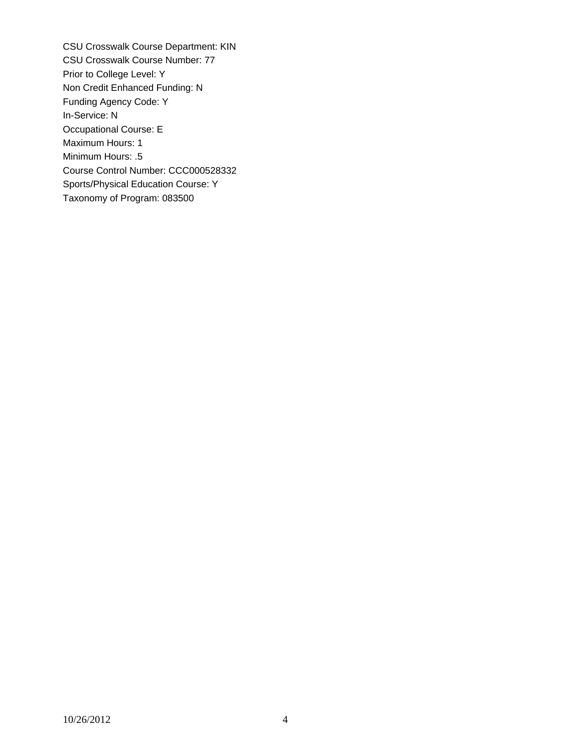CSU Crosswalk Course Department: KIN
CSU Crosswalk Course Number: 77
Prior to College Level: Y
Non Credit Enhanced Funding: N
Funding Agency Code: Y
In-Service: N
Occupational Course: E
Maximum Hours: 1
Minimum Hours: .5
Course Control Number: CCC000528332
Sports/Physical Education Course: Y
Taxonomy of Program: 083500